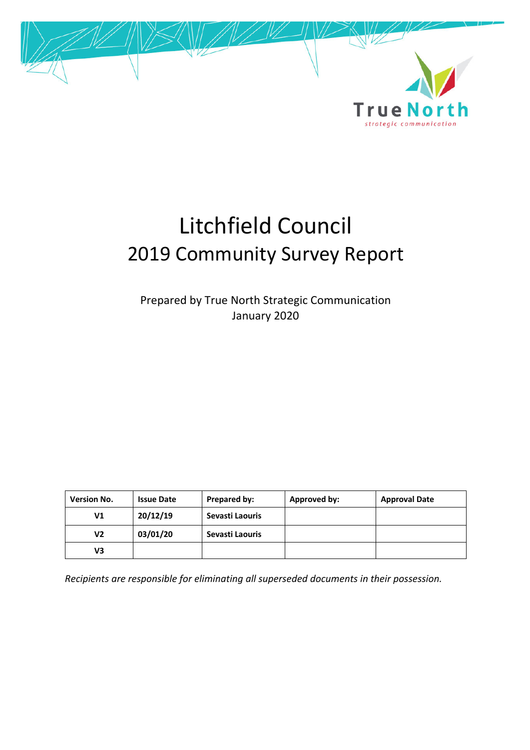True North
strategic communication

# Litchfield Council
## 2019 Community Survey Report

Prepared by True North Strategic Communication
January 2020

| Version No. | Issue Date | Prepared by: | Approved by: | Approval Date |
|---|---|---|---|---|
| V1 | 20/12/19 | Sevasti Laouris | | |
| V2 | 03/01/20 | Sevasti Laouris | | |
| V3 | | | | |

*Recipients are responsible for eliminating all superseded documents in their possession.*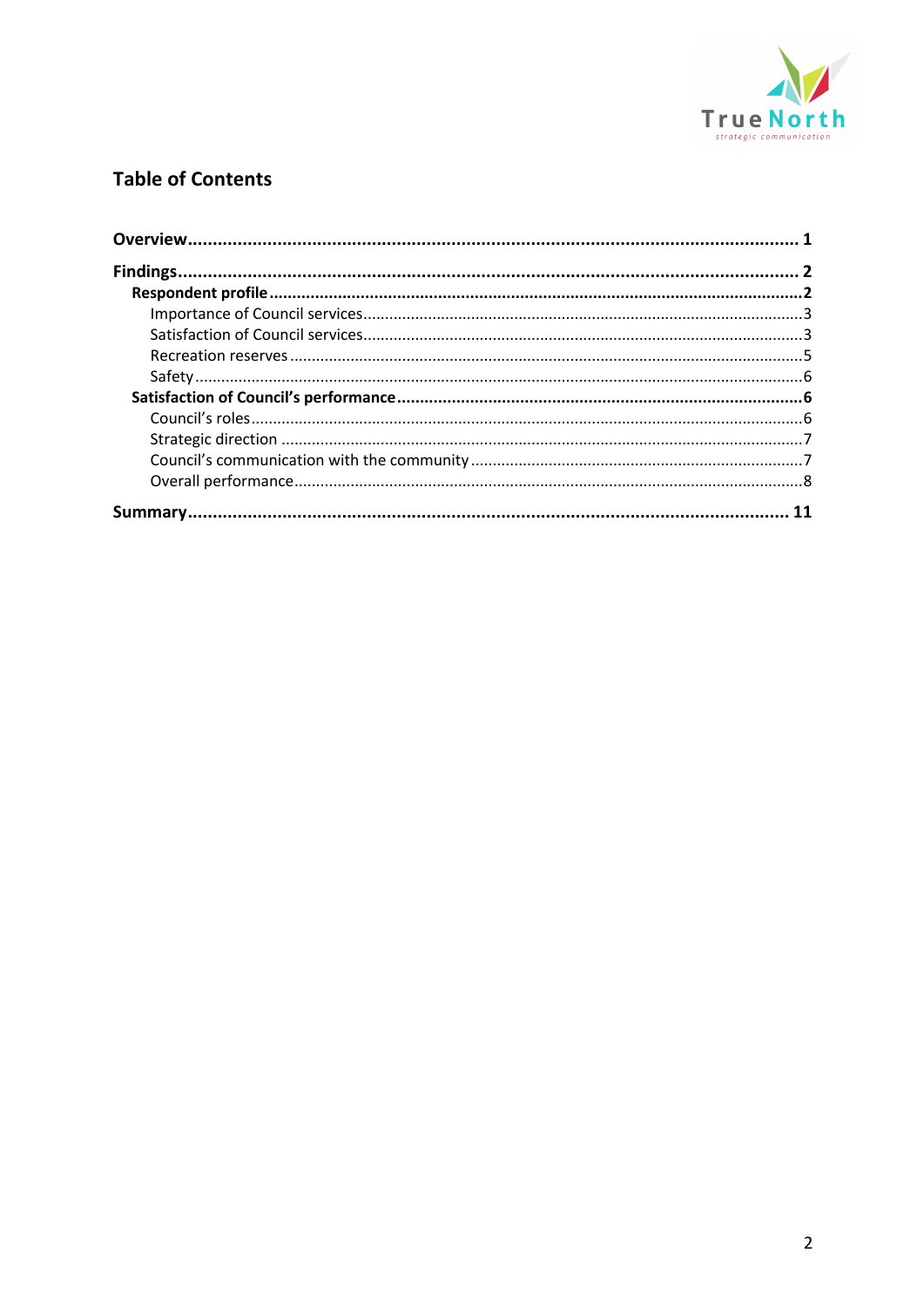## Table of Contents

**Overview** .......... **1**

**Findings** .......... **2**

- **Respondent profile** .......... **2**
  - Importance of Council services .......... 3
  - Satisfaction of Council services .......... 3
  - Recreation reserves .......... 5
  - Safety .......... 6
- **Satisfaction of Council's performance** .......... **6**
  - Council's roles .......... 6
  - Strategic direction .......... 7
  - Council's communication with the community .......... 7
  - Overall performance .......... 8

**Summary** .......... **11**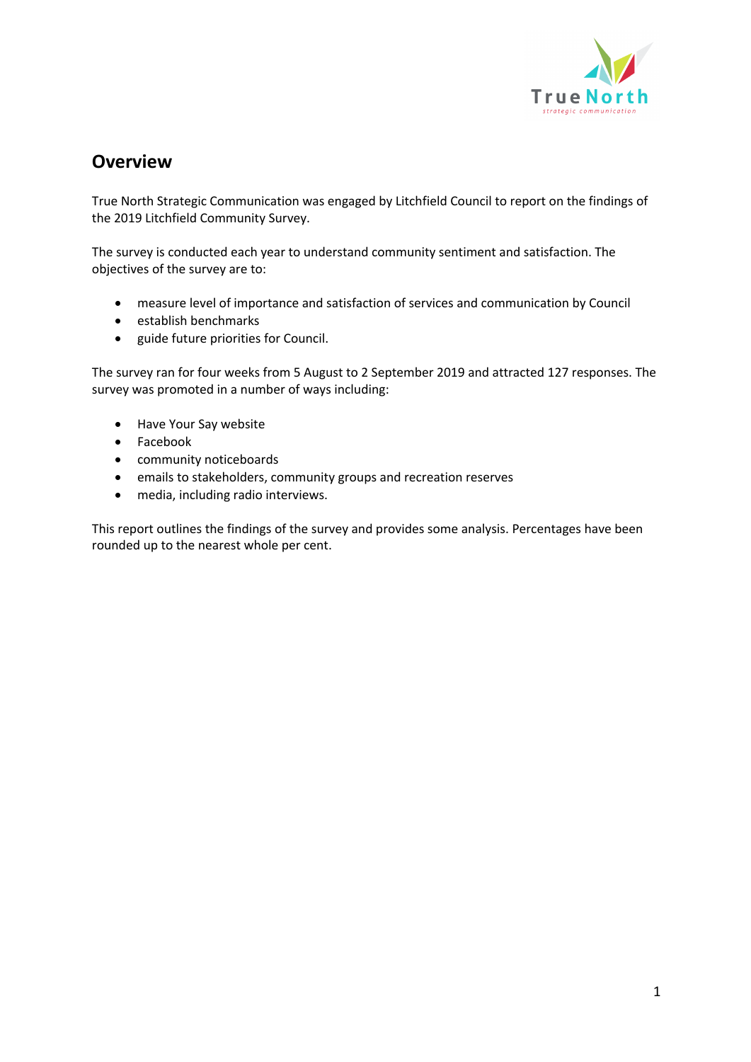## Overview

True North Strategic Communication was engaged by Litchfield Council to report on the findings of the 2019 Litchfield Community Survey.

The survey is conducted each year to understand community sentiment and satisfaction. The objectives of the survey are to:

- measure level of importance and satisfaction of services and communication by Council
- establish benchmarks
- guide future priorities for Council.

The survey ran for four weeks from 5 August to 2 September 2019 and attracted 127 responses. The survey was promoted in a number of ways including:

- Have Your Say website
- Facebook
- community noticeboards
- emails to stakeholders, community groups and recreation reserves
- media, including radio interviews.

This report outlines the findings of the survey and provides some analysis. Percentages have been rounded up to the nearest whole per cent.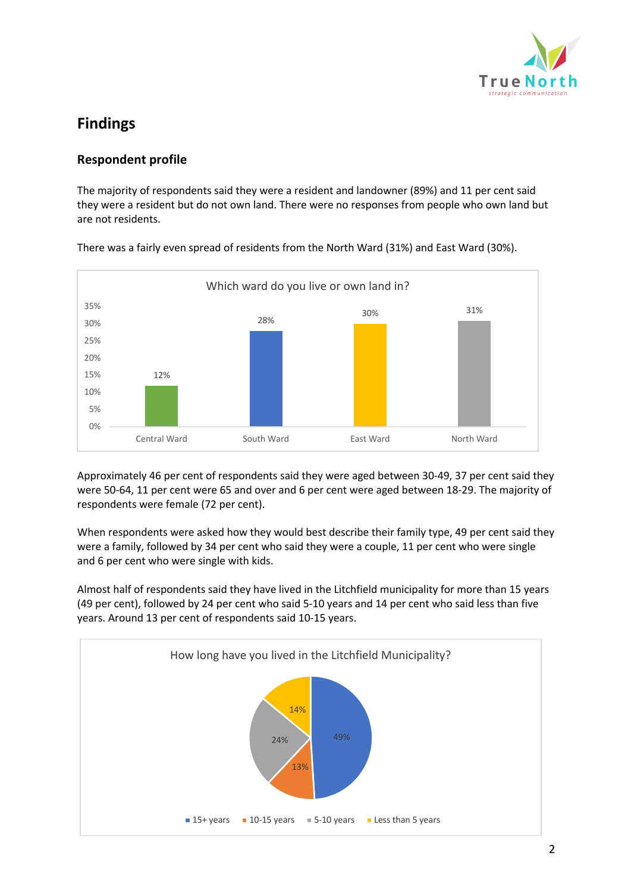# Findings

## Respondent profile

The majority of respondents said they were a resident and landowner (89%) and 11 per cent said they were a resident but do not own land. There were no responses from people who own land but are not residents.

There was a fairly even spread of residents from the North Ward (31%) and East Ward (30%).

Which ward do you live or own land in?

| Ward | Percentage |
|---|---|
| Central Ward | 12% |
| South Ward | 28% |
| East Ward | 30% |
| North Ward | 31% |

Approximately 46 per cent of respondents said they were aged between 30-49, 37 per cent said they were 50-64, 11 per cent were 65 and over and 6 per cent were aged between 18-29. The majority of respondents were female (72 per cent).

When respondents were asked how they would best describe their family type, 49 per cent said they were a family, followed by 34 per cent who said they were a couple, 11 per cent who were single and 6 per cent who were single with kids.

Almost half of respondents said they have lived in the Litchfield municipality for more than 15 years (49 per cent), followed by 24 per cent who said 5-10 years and 14 per cent who said less than five years. Around 13 per cent of respondents said 10-15 years.

How long have you lived in the Litchfield Municipality?

| Duration | Percentage |
|---|---|
| 15+ years | 49% |
| 10-15 years | 13% |
| 5-10 years | 24% |
| Less than 5 years | 14% |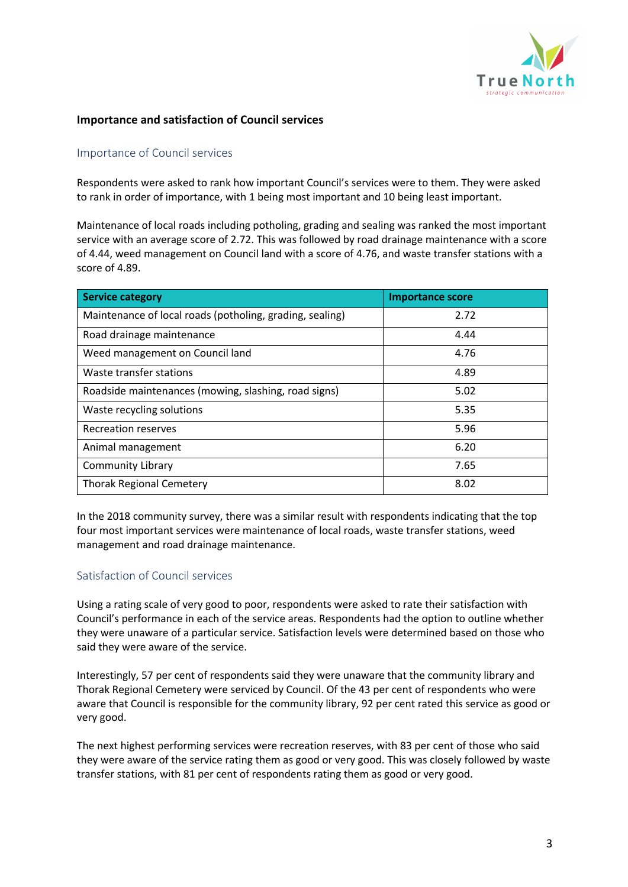## Importance and satisfaction of Council services

### Importance of Council services

Respondents were asked to rank how important Council's services were to them. They were asked to rank in order of importance, with 1 being most important and 10 being least important.

Maintenance of local roads including potholing, grading and sealing was ranked the most important service with an average score of 2.72. This was followed by road drainage maintenance with a score of 4.44, weed management on Council land with a score of 4.76, and waste transfer stations with a score of 4.89.

| Service category | Importance score |
|---|---|
| Maintenance of local roads (potholing, grading, sealing) | 2.72 |
| Road drainage maintenance | 4.44 |
| Weed management on Council land | 4.76 |
| Waste transfer stations | 4.89 |
| Roadside maintenances (mowing, slashing, road signs) | 5.02 |
| Waste recycling solutions | 5.35 |
| Recreation reserves | 5.96 |
| Animal management | 6.20 |
| Community Library | 7.65 |
| Thorak Regional Cemetery | 8.02 |

In the 2018 community survey, there was a similar result with respondents indicating that the top four most important services were maintenance of local roads, waste transfer stations, weed management and road drainage maintenance.

### Satisfaction of Council services

Using a rating scale of very good to poor, respondents were asked to rate their satisfaction with Council's performance in each of the service areas. Respondents had the option to outline whether they were unaware of a particular service. Satisfaction levels were determined based on those who said they were aware of the service.

Interestingly, 57 per cent of respondents said they were unaware that the community library and Thorak Regional Cemetery were serviced by Council. Of the 43 per cent of respondents who were aware that Council is responsible for the community library, 92 per cent rated this service as good or very good.

The next highest performing services were recreation reserves, with 83 per cent of those who said they were aware of the service rating them as good or very good. This was closely followed by waste transfer stations, with 81 per cent of respondents rating them as good or very good.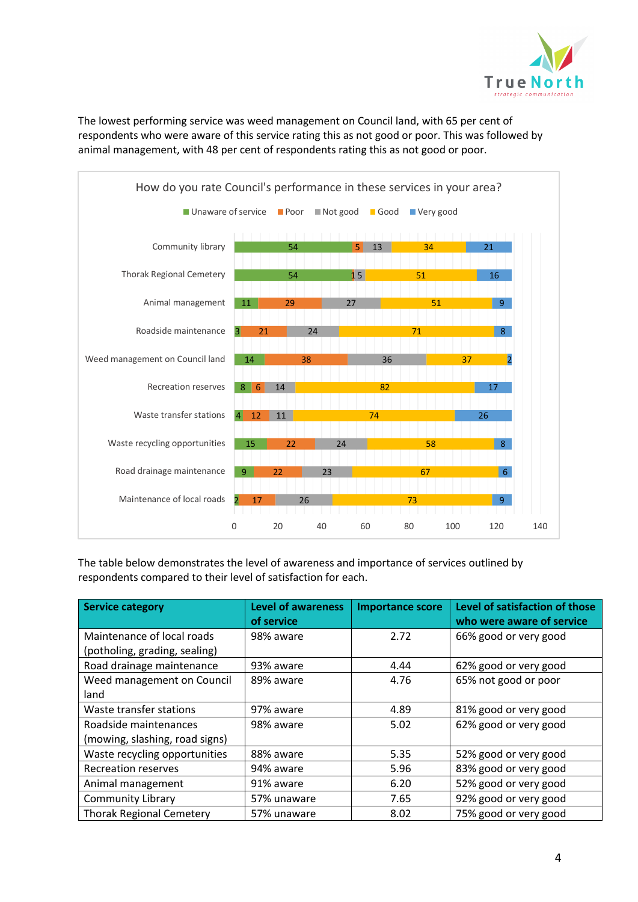The lowest performing service was weed management on Council land, with 65 per cent of respondents who were aware of this service rating this as not good or poor. This was followed by animal management, with 48 per cent of respondents rating this as not good or poor.

**How do you rate Council's performance in these services in your area?**

| Service | Unaware of service | Poor | Not good | Good | Very good |
|---|---|---|---|---|---|
| Community library | 54 | 5 | 13 | 34 | 21 |
| Thorak Regional Cemetery | 54 | 1 | 5 | 51 | 16 |
| Animal management | 11 | 29 | 27 | 51 | 9 |
| Roadside maintenance | 3 | 21 | 24 | 71 | 8 |
| Weed management on Council land | 14 | 38 | 36 | 37 | 2 |
| Recreation reserves | 8 | 6 | 14 | 82 | 17 |
| Waste transfer stations | 4 | 12 | 11 | 74 | 26 |
| Waste recycling opportunities | 15 | 22 | 24 | 58 | 8 |
| Road drainage maintenance | 9 | 22 | 23 | 67 | 6 |
| Maintenance of local roads | 2 | 17 | 26 | 73 | 9 |

The table below demonstrates the level of awareness and importance of services outlined by respondents compared to their level of satisfaction for each.

| Service category | Level of awareness of service | Importance score | Level of satisfaction of those who were aware of service |
|---|---|---|---|
| Maintenance of local roads (potholing, grading, sealing) | 98% aware | 2.72 | 66% good or very good |
| Road drainage maintenance | 93% aware | 4.44 | 62% good or very good |
| Weed management on Council land | 89% aware | 4.76 | 65% not good or poor |
| Waste transfer stations | 97% aware | 4.89 | 81% good or very good |
| Roadside maintenances (mowing, slashing, road signs) | 98% aware | 5.02 | 62% good or very good |
| Waste recycling opportunities | 88% aware | 5.35 | 52% good or very good |
| Recreation reserves | 94% aware | 5.96 | 83% good or very good |
| Animal management | 91% aware | 6.20 | 52% good or very good |
| Community Library | 57% unaware | 7.65 | 92% good or very good |
| Thorak Regional Cemetery | 57% unaware | 8.02 | 75% good or very good |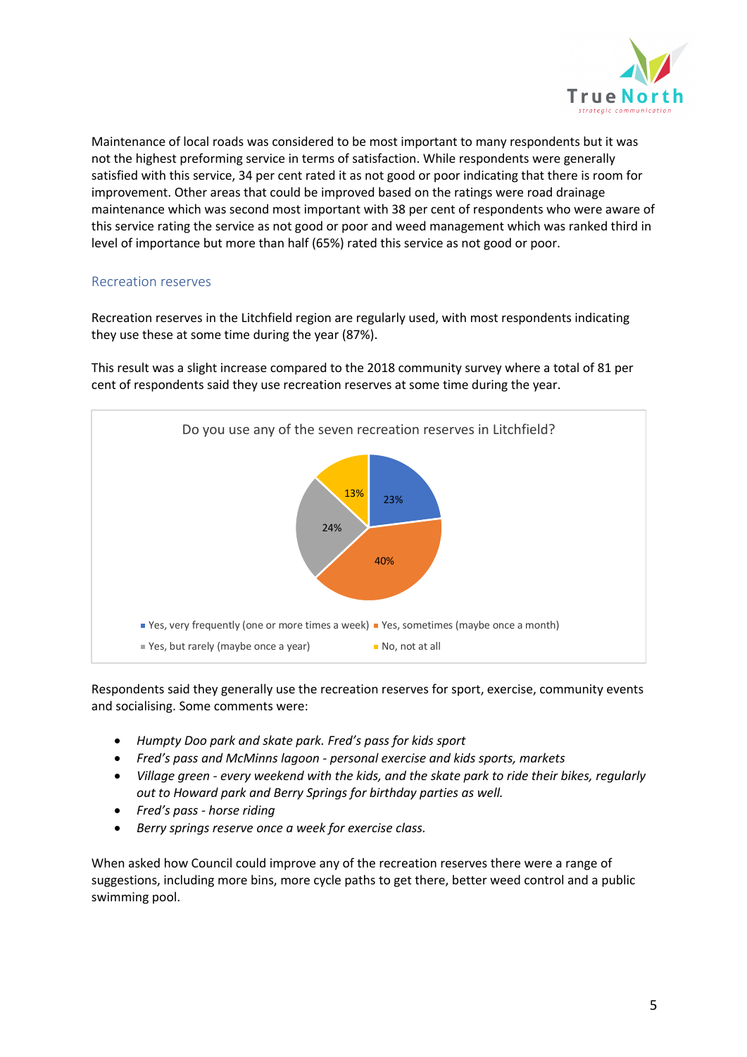Maintenance of local roads was considered to be most important to many respondents but it was not the highest preforming service in terms of satisfaction. While respondents were generally satisfied with this service, 34 per cent rated it as not good or poor indicating that there is room for improvement. Other areas that could be improved based on the ratings were road drainage maintenance which was second most important with 38 per cent of respondents who were aware of this service rating the service as not good or poor and weed management which was ranked third in level of importance but more than half (65%) rated this service as not good or poor.

## Recreation reserves

Recreation reserves in the Litchfield region are regularly used, with most respondents indicating they use these at some time during the year (87%).

This result was a slight increase compared to the 2018 community survey where a total of 81 per cent of respondents said they use recreation reserves at some time during the year.

Do you use any of the seven recreation reserves in Litchfield?

| Response | Percentage |
| --- | --- |
| Yes, very frequently (one or more times a week) | 23% |
| Yes, sometimes (maybe once a month) | 40% |
| Yes, but rarely (maybe once a year) | 24% |
| No, not at all | 13% |

Respondents said they generally use the recreation reserves for sport, exercise, community events and socialising. Some comments were:

- *Humpty Doo park and skate park. Fred's pass for kids sport*
- *Fred's pass and McMinns lagoon - personal exercise and kids sports, markets*
- *Village green - every weekend with the kids, and the skate park to ride their bikes, regularly out to Howard park and Berry Springs for birthday parties as well.*
- *Fred's pass - horse riding*
- *Berry springs reserve once a week for exercise class.*

When asked how Council could improve any of the recreation reserves there were a range of suggestions, including more bins, more cycle paths to get there, better weed control and a public swimming pool.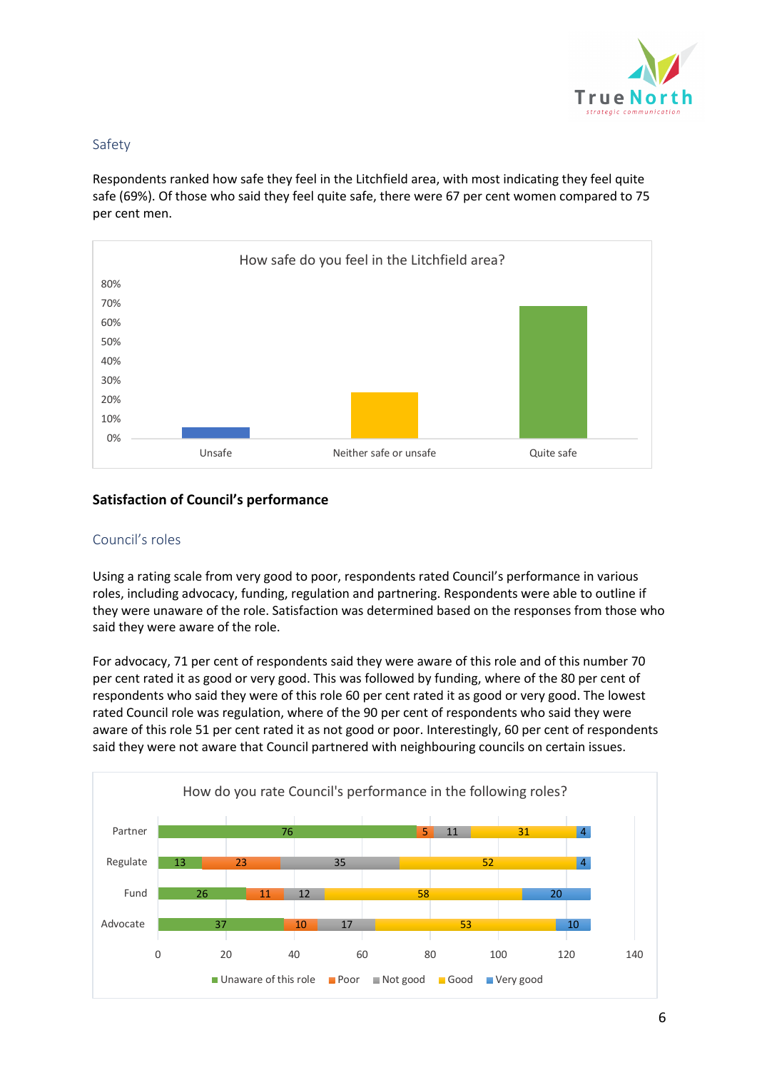### Safety

Respondents ranked how safe they feel in the Litchfield area, with most indicating they feel quite safe (69%). Of those who said they feel quite safe, there were 67 per cent women compared to 75 per cent men.

**How safe do you feel in the Litchfield area?**

| Response | Percentage (approx.) |
| --- | --- |
| Unsafe | ~6% |
| Neither safe or unsafe | ~24% |
| Quite safe | 69% |

## Satisfaction of Council's performance

### Council's roles

Using a rating scale from very good to poor, respondents rated Council's performance in various roles, including advocacy, funding, regulation and partnering. Respondents were able to outline if they were unaware of the role. Satisfaction was determined based on the responses from those who said they were aware of the role.

For advocacy, 71 per cent of respondents said they were aware of this role and of this number 70 per cent rated it as good or very good. This was followed by funding, where of the 80 per cent of respondents who said they were of this role 60 per cent rated it as good or very good. The lowest rated Council role was regulation, where of the 90 per cent of respondents who said they were aware of this role 51 per cent rated it as not good or poor. Interestingly, 60 per cent of respondents said they were not aware that Council partnered with neighbouring councils on certain issues.

**How do you rate Council's performance in the following roles?**

| Role | Unaware of this role | Poor | Not good | Good | Very good |
| --- | --- | --- | --- | --- | --- |
| Partner | 76 | 5 | 11 | 31 | 4 |
| Regulate | 13 | 23 | 35 | 52 | 4 |
| Fund | 26 | 11 | 12 | 58 | 20 |
| Advocate | 37 | 10 | 17 | 53 | 10 |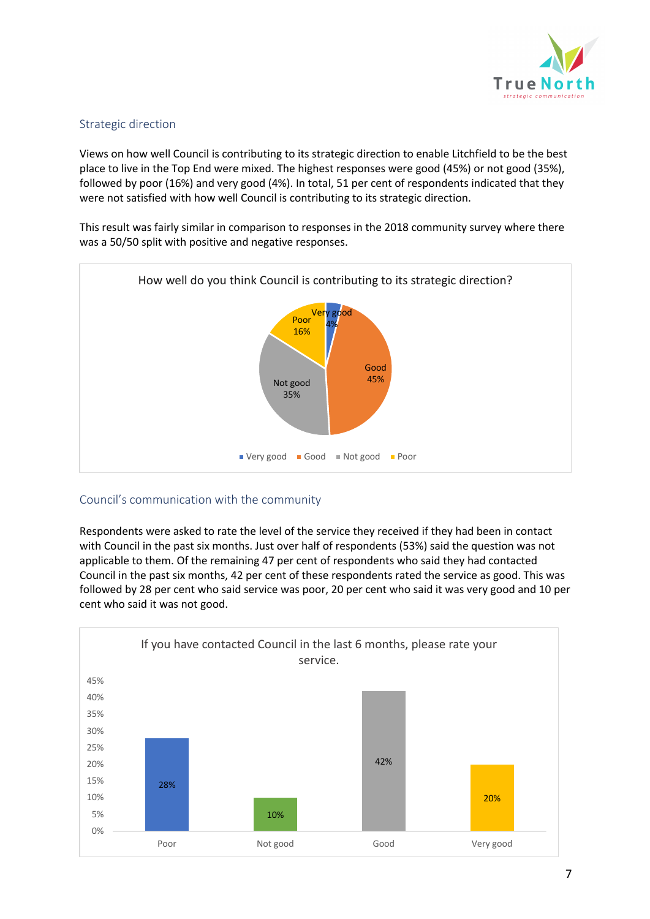## Strategic direction

Views on how well Council is contributing to its strategic direction to enable Litchfield to be the best place to live in the Top End were mixed. The highest responses were good (45%) or not good (35%), followed by poor (16%) and very good (4%). In total, 51 per cent of respondents indicated that they were not satisfied with how well Council is contributing to its strategic direction.

This result was fairly similar in comparison to responses in the 2018 community survey where there was a 50/50 split with positive and negative responses.

How well do you think Council is contributing to its strategic direction?

| Response | Percentage |
| --- | --- |
| Very good | 4% |
| Good | 45% |
| Not good | 35% |
| Poor | 16% |

## Council's communication with the community

Respondents were asked to rate the level of the service they received if they had been in contact with Council in the past six months. Just over half of respondents (53%) said the question was not applicable to them. Of the remaining 47 per cent of respondents who said they had contacted Council in the past six months, 42 per cent of these respondents rated the service as good. This was followed by 28 per cent who said service was poor, 20 per cent who said it was very good and 10 per cent who said it was not good.

If you have contacted Council in the last 6 months, please rate your service.

| Response | Percentage |
| --- | --- |
| Poor | 28% |
| Not good | 10% |
| Good | 42% |
| Very good | 20% |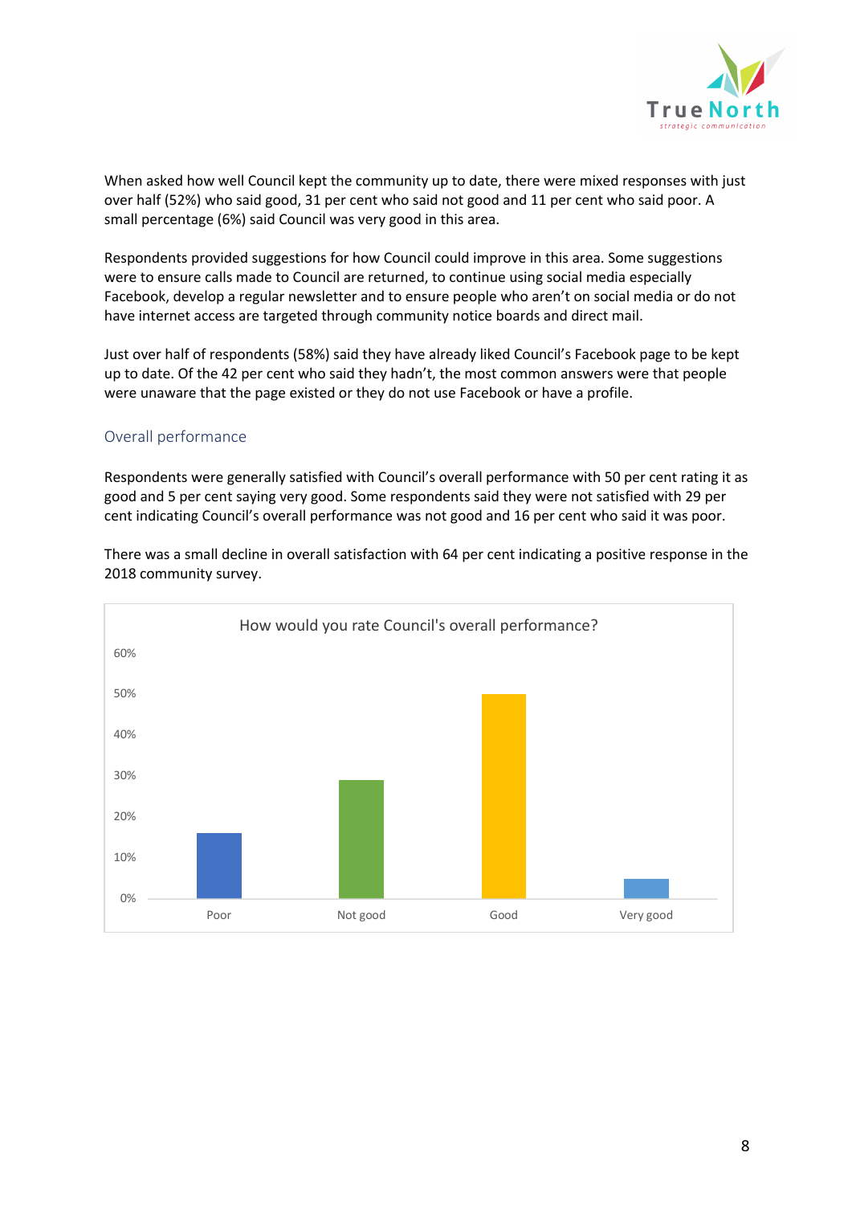When asked how well Council kept the community up to date, there were mixed responses with just over half (52%) who said good, 31 per cent who said not good and 11 per cent who said poor. A small percentage (6%) said Council was very good in this area.

Respondents provided suggestions for how Council could improve in this area. Some suggestions were to ensure calls made to Council are returned, to continue using social media especially Facebook, develop a regular newsletter and to ensure people who aren't on social media or do not have internet access are targeted through community notice boards and direct mail.

Just over half of respondents (58%) said they have already liked Council's Facebook page to be kept up to date. Of the 42 per cent who said they hadn't, the most common answers were that people were unaware that the page existed or they do not use Facebook or have a profile.

## Overall performance

Respondents were generally satisfied with Council's overall performance with 50 per cent rating it as good and 5 per cent saying very good. Some respondents said they were not satisfied with 29 per cent indicating Council's overall performance was not good and 16 per cent who said it was poor.

There was a small decline in overall satisfaction with 64 per cent indicating a positive response in the 2018 community survey.

How would you rate Council's overall performance?

| Rating | Percentage |
|---|---|
| Poor | 16% |
| Not good | 29% |
| Good | 50% |
| Very good | 5% |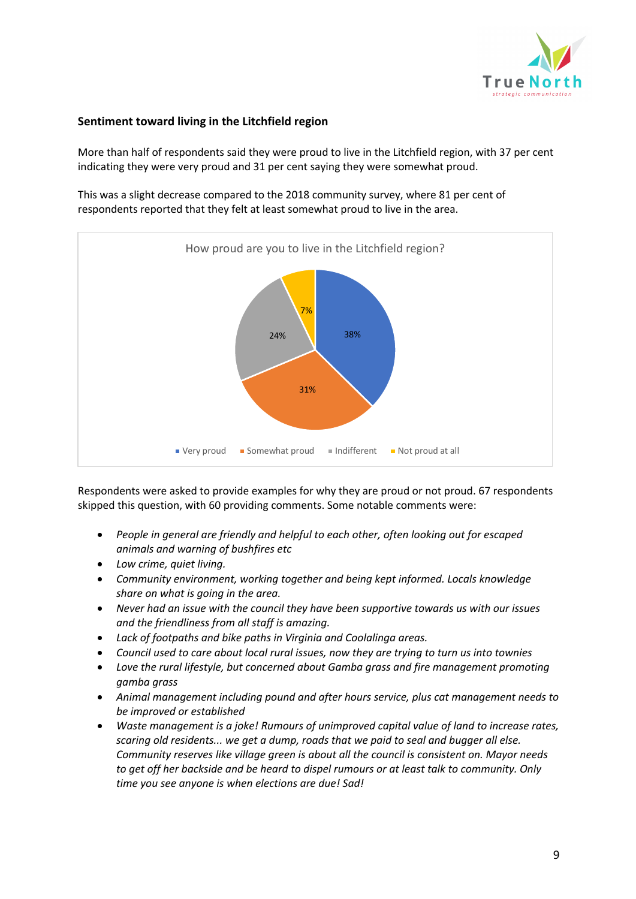**Sentiment toward living in the Litchfield region**

More than half of respondents said they were proud to live in the Litchfield region, with 37 per cent indicating they were very proud and 31 per cent saying they were somewhat proud.

This was a slight decrease compared to the 2018 community survey, where 81 per cent of respondents reported that they felt at least somewhat proud to live in the area.

How proud are you to live in the Litchfield region?

| Response | Percentage |
| --- | --- |
| Very proud | 38% |
| Somewhat proud | 31% |
| Indifferent | 24% |
| Not proud at all | 7% |

Respondents were asked to provide examples for why they are proud or not proud. 67 respondents skipped this question, with 60 providing comments. Some notable comments were:

- *People in general are friendly and helpful to each other, often looking out for escaped animals and warning of bushfires etc*
- *Low crime, quiet living.*
- *Community environment, working together and being kept informed. Locals knowledge share on what is going in the area.*
- *Never had an issue with the council they have been supportive towards us with our issues and the friendliness from all staff is amazing.*
- *Lack of footpaths and bike paths in Virginia and Coolalinga areas.*
- *Council used to care about local rural issues, now they are trying to turn us into townies*
- *Love the rural lifestyle, but concerned about Gamba grass and fire management promoting gamba grass*
- *Animal management including pound and after hours service, plus cat management needs to be improved or established*
- *Waste management is a joke! Rumours of unimproved capital value of land to increase rates, scaring old residents... we get a dump, roads that we paid to seal and bugger all else. Community reserves like village green is about all the council is consistent on. Mayor needs to get off her backside and be heard to dispel rumours or at least talk to community. Only time you see anyone is when elections are due! Sad!*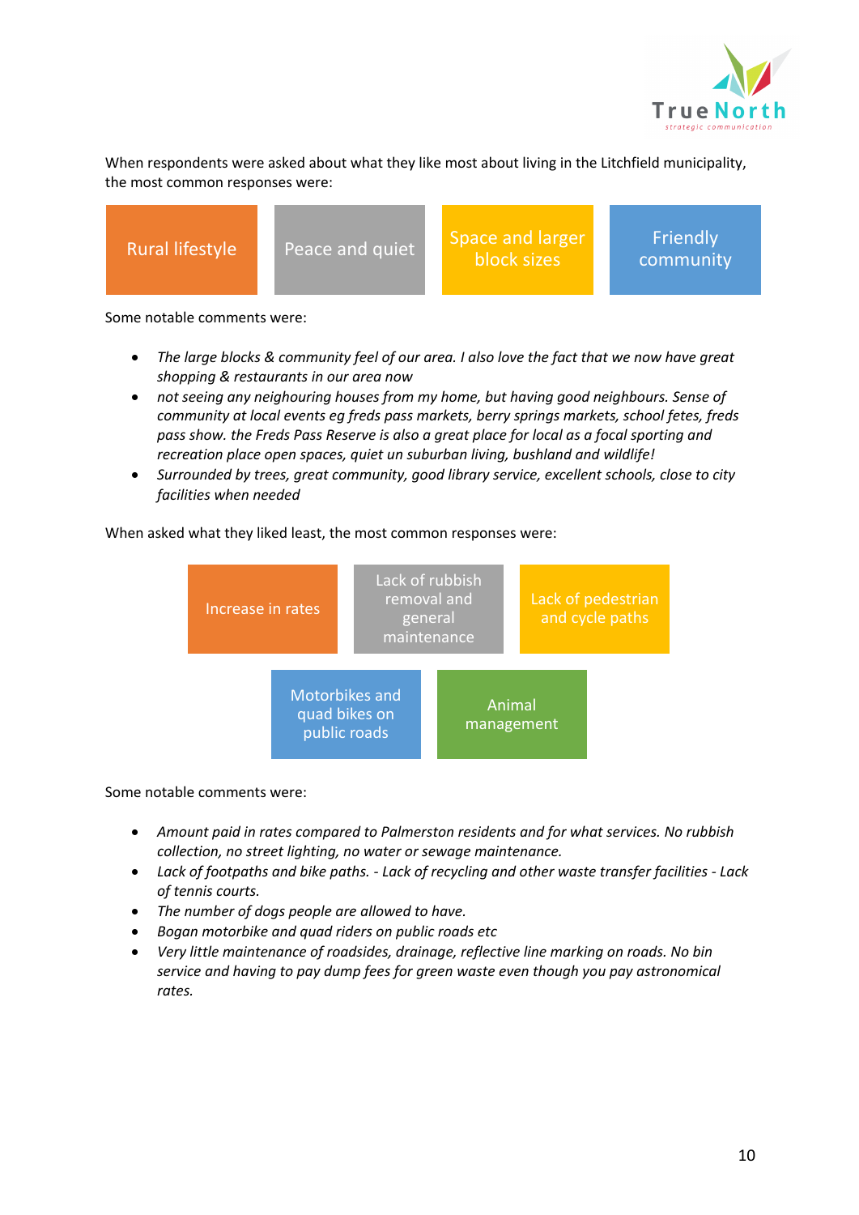When respondents were asked about what they like most about living in the Litchfield municipality, the most common responses were:

- Rural lifestyle
- Peace and quiet
- Space and larger block sizes
- Friendly community

Some notable comments were:

- *The large blocks & community feel of our area. I also love the fact that we now have great shopping & restaurants in our area now*
- *not seeing any neighouring houses from my home, but having good neighbours. Sense of community at local events eg freds pass markets, berry springs markets, school fetes, freds pass show. the Freds Pass Reserve is also a great place for local as a focal sporting and recreation place open spaces, quiet un suburban living, bushland and wildlife!*
- *Surrounded by trees, great community, good library service, excellent schools, close to city facilities when needed*

When asked what they liked least, the most common responses were:

- Increase in rates
- Lack of rubbish removal and general maintenance
- Lack of pedestrian and cycle paths
- Motorbikes and quad bikes on public roads
- Animal management

Some notable comments were:

- *Amount paid in rates compared to Palmerston residents and for what services. No rubbish collection, no street lighting, no water or sewage maintenance.*
- *Lack of footpaths and bike paths. - Lack of recycling and other waste transfer facilities - Lack of tennis courts.*
- *The number of dogs people are allowed to have.*
- *Bogan motorbike and quad riders on public roads etc*
- *Very little maintenance of roadsides, drainage, reflective line marking on roads. No bin service and having to pay dump fees for green waste even though you pay astronomical rates.*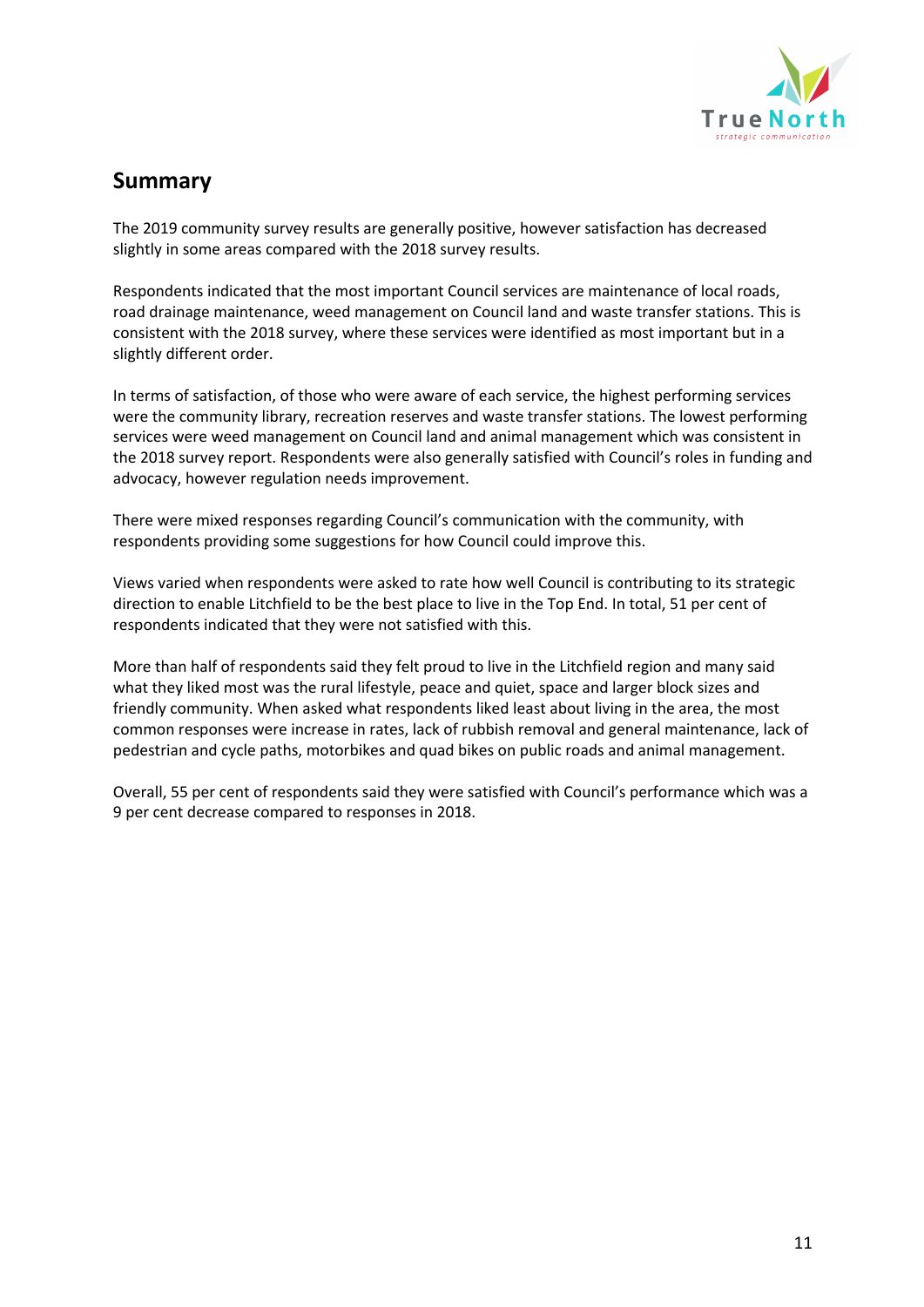## Summary

The 2019 community survey results are generally positive, however satisfaction has decreased slightly in some areas compared with the 2018 survey results.

Respondents indicated that the most important Council services are maintenance of local roads, road drainage maintenance, weed management on Council land and waste transfer stations. This is consistent with the 2018 survey, where these services were identified as most important but in a slightly different order.

In terms of satisfaction, of those who were aware of each service, the highest performing services were the community library, recreation reserves and waste transfer stations. The lowest performing services were weed management on Council land and animal management which was consistent in the 2018 survey report. Respondents were also generally satisfied with Council's roles in funding and advocacy, however regulation needs improvement.

There were mixed responses regarding Council's communication with the community, with respondents providing some suggestions for how Council could improve this.

Views varied when respondents were asked to rate how well Council is contributing to its strategic direction to enable Litchfield to be the best place to live in the Top End. In total, 51 per cent of respondents indicated that they were not satisfied with this.

More than half of respondents said they felt proud to live in the Litchfield region and many said what they liked most was the rural lifestyle, peace and quiet, space and larger block sizes and friendly community. When asked what respondents liked least about living in the area, the most common responses were increase in rates, lack of rubbish removal and general maintenance, lack of pedestrian and cycle paths, motorbikes and quad bikes on public roads and animal management.

Overall, 55 per cent of respondents said they were satisfied with Council's performance which was a 9 per cent decrease compared to responses in 2018.